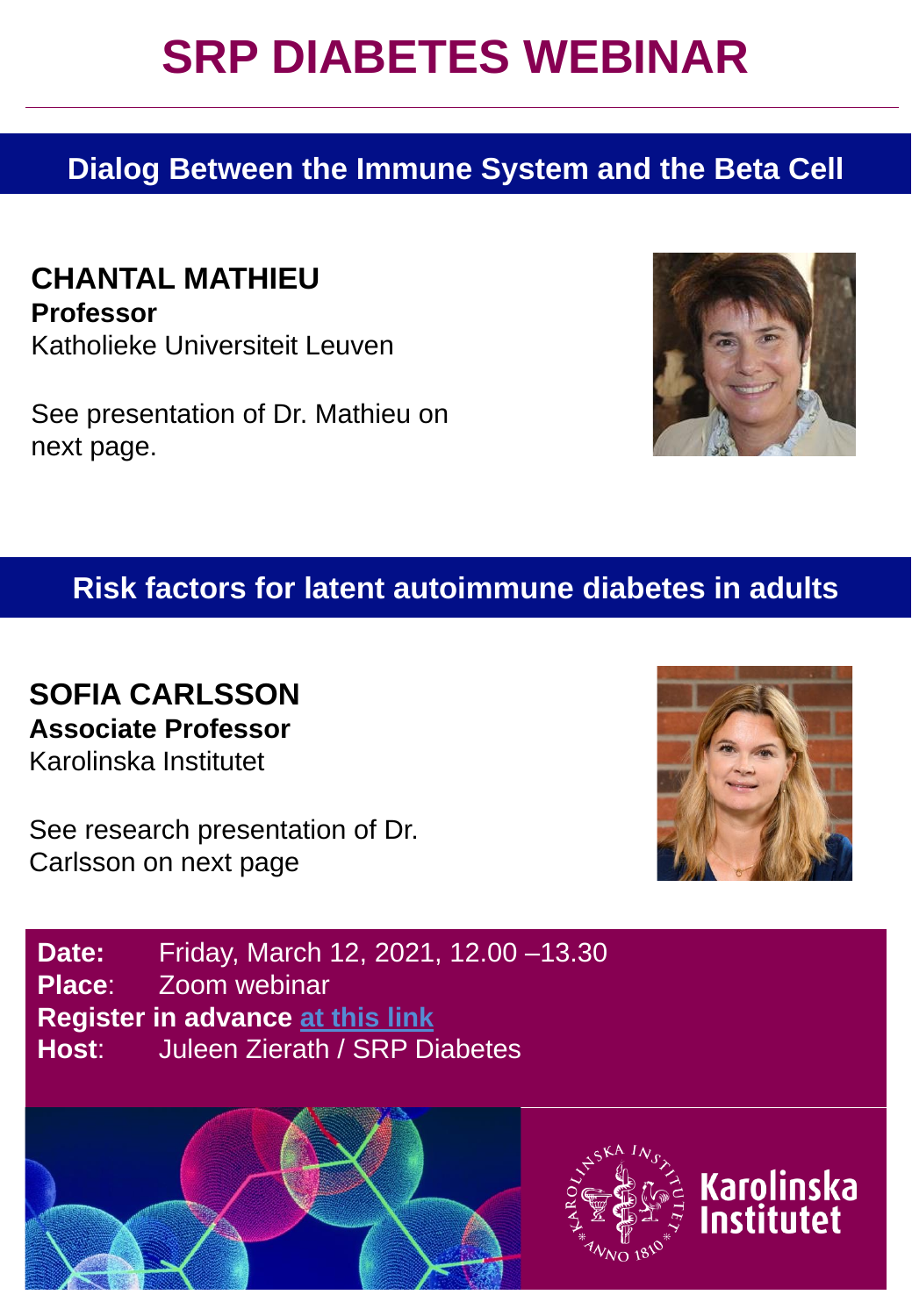# SRP DIABETES WEBINAR

## Dialog Between the Immune System and the Beta Cell

**CHANTAL MATHIEU**
**Professor**
Katholieke Universiteit Leuven

See presentation of Dr. Mathieu on next page.

## Risk factors for latent autoimmune diabetes in adults

**SOFIA CARLSSON**
**Associate Professor**
Karolinska Institutet

See research presentation of Dr. Carlsson on next page

**Date:** Friday, March 12, 2021, 12.00 –13.30
**Place**: Zoom webinar
**Register in advance** at this link
**Host**: Juleen Zierath / SRP Diabetes

Karolinska Institutet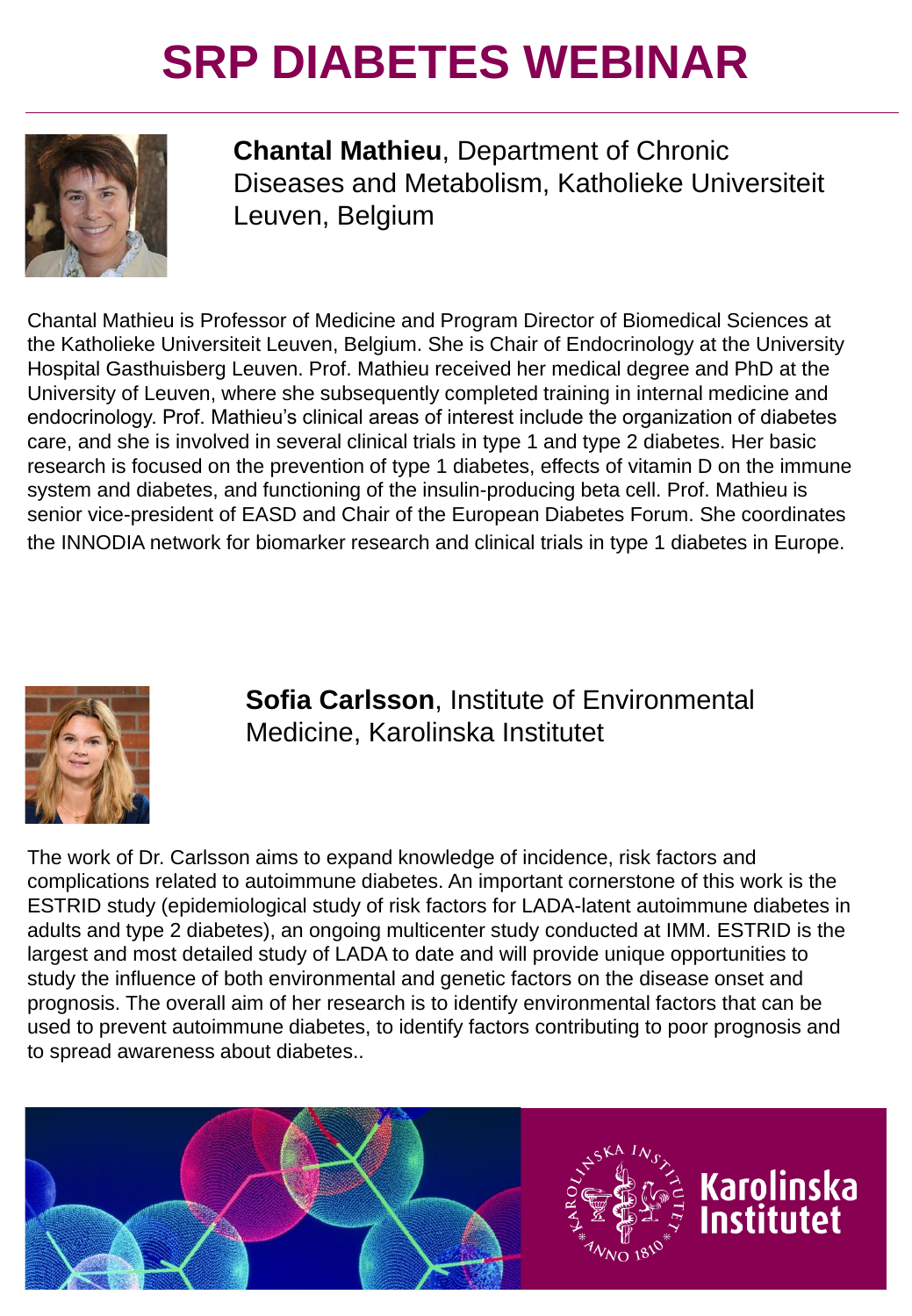# SRP DIABETES WEBINAR

**Chantal Mathieu**, Department of Chronic Diseases and Metabolism, Katholieke Universiteit Leuven, Belgium

Chantal Mathieu is Professor of Medicine and Program Director of Biomedical Sciences at the Katholieke Universiteit Leuven, Belgium. She is Chair of Endocrinology at the University Hospital Gasthuisberg Leuven. Prof. Mathieu received her medical degree and PhD at the University of Leuven, where she subsequently completed training in internal medicine and endocrinology. Prof. Mathieu's clinical areas of interest include the organization of diabetes care, and she is involved in several clinical trials in type 1 and type 2 diabetes. Her basic research is focused on the prevention of type 1 diabetes, effects of vitamin D on the immune system and diabetes, and functioning of the insulin-producing beta cell. Prof. Mathieu is senior vice-president of EASD and Chair of the European Diabetes Forum. She coordinates the INNODIA network for biomarker research and clinical trials in type 1 diabetes in Europe.

**Sofia Carlsson**, Institute of Environmental Medicine, Karolinska Institutet

The work of Dr. Carlsson aims to expand knowledge of incidence, risk factors and complications related to autoimmune diabetes. An important cornerstone of this work is the ESTRID study (epidemiological study of risk factors for LADA-latent autoimmune diabetes in adults and type 2 diabetes), an ongoing multicenter study conducted at IMM. ESTRID is the largest and most detailed study of LADA to date and will provide unique opportunities to study the influence of both environmental and genetic factors on the disease onset and prognosis. The overall aim of her research is to identify environmental factors that can be used to prevent autoimmune diabetes, to identify factors contributing to poor prognosis and to spread awareness about diabetes..

Karolinska Institutet